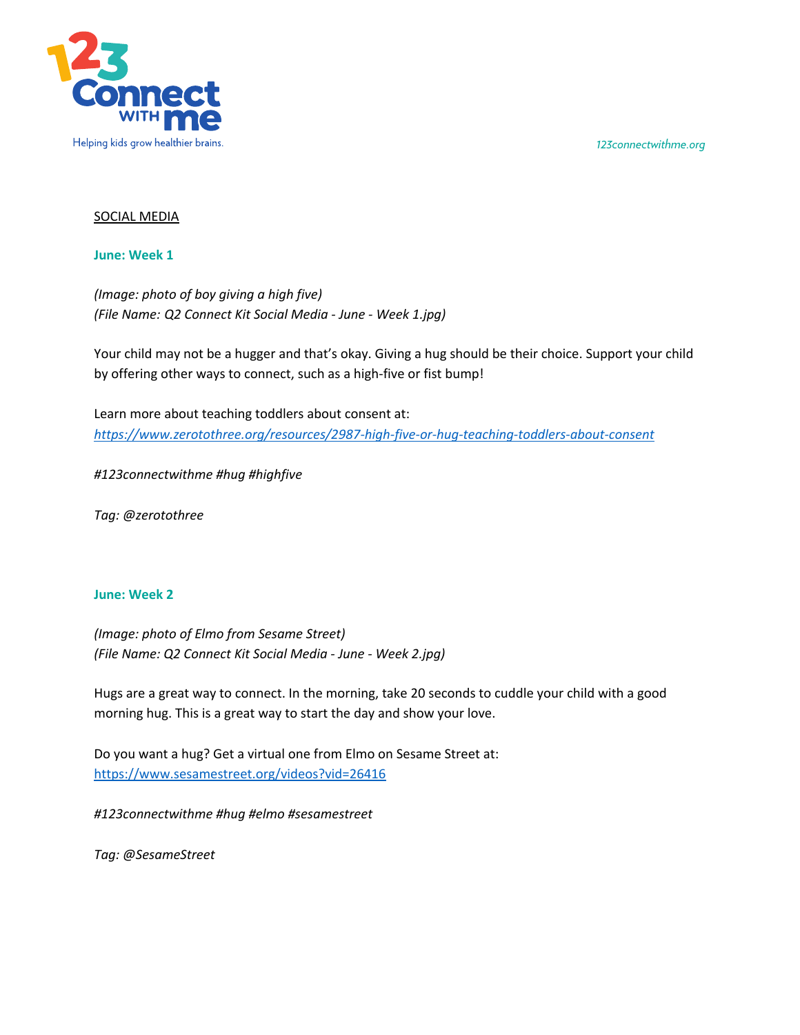SOCIAL MEDIA

## June: Week 1

*(Image: photo of boy giving a high five)*
*(File Name: Q2 Connect Kit Social Media - June - Week 1.jpg)*

Your child may not be a hugger and that's okay. Giving a hug should be their choice. Support your child by offering other ways to connect, such as a high-five or fist bump!

Learn more about teaching toddlers about consent at:
*https://www.zerotothree.org/resources/2987-high-five-or-hug-teaching-toddlers-about-consent*

*#123connectwithme #hug #highfive*

*Tag: @zerotothree*

## June: Week 2

*(Image: photo of Elmo from Sesame Street)*
*(File Name: Q2 Connect Kit Social Media - June - Week 2.jpg)*

Hugs are a great way to connect. In the morning, take 20 seconds to cuddle your child with a good morning hug. This is a great way to start the day and show your love.

Do you want a hug? Get a virtual one from Elmo on Sesame Street at:
https://www.sesamestreet.org/videos?vid=26416

*#123connectwithme #hug #elmo #sesamestreet*

*Tag: @SesameStreet*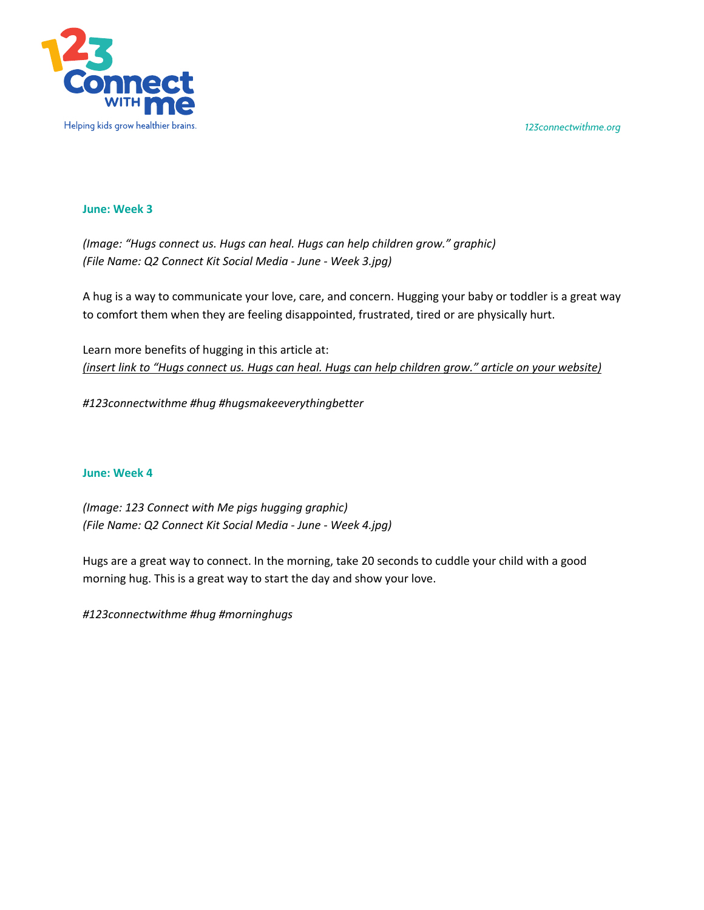## June: Week 3

*(Image: "Hugs connect us. Hugs can heal. Hugs can help children grow." graphic)*
*(File Name: Q2 Connect Kit Social Media - June - Week 3.jpg)*

A hug is a way to communicate your love, care, and concern. Hugging your baby or toddler is a great way to comfort them when they are feeling disappointed, frustrated, tired or are physically hurt.

Learn more benefits of hugging in this article at:
*(insert link to "Hugs connect us. Hugs can heal. Hugs can help children grow." article on your website)*

*#123connectwithme #hug #hugsmakeeverythingbetter*

## June: Week 4

*(Image: 123 Connect with Me pigs hugging graphic)*
*(File Name: Q2 Connect Kit Social Media - June - Week 4.jpg)*

Hugs are a great way to connect. In the morning, take 20 seconds to cuddle your child with a good morning hug. This is a great way to start the day and show your love.

*#123connectwithme #hug #morninghugs*